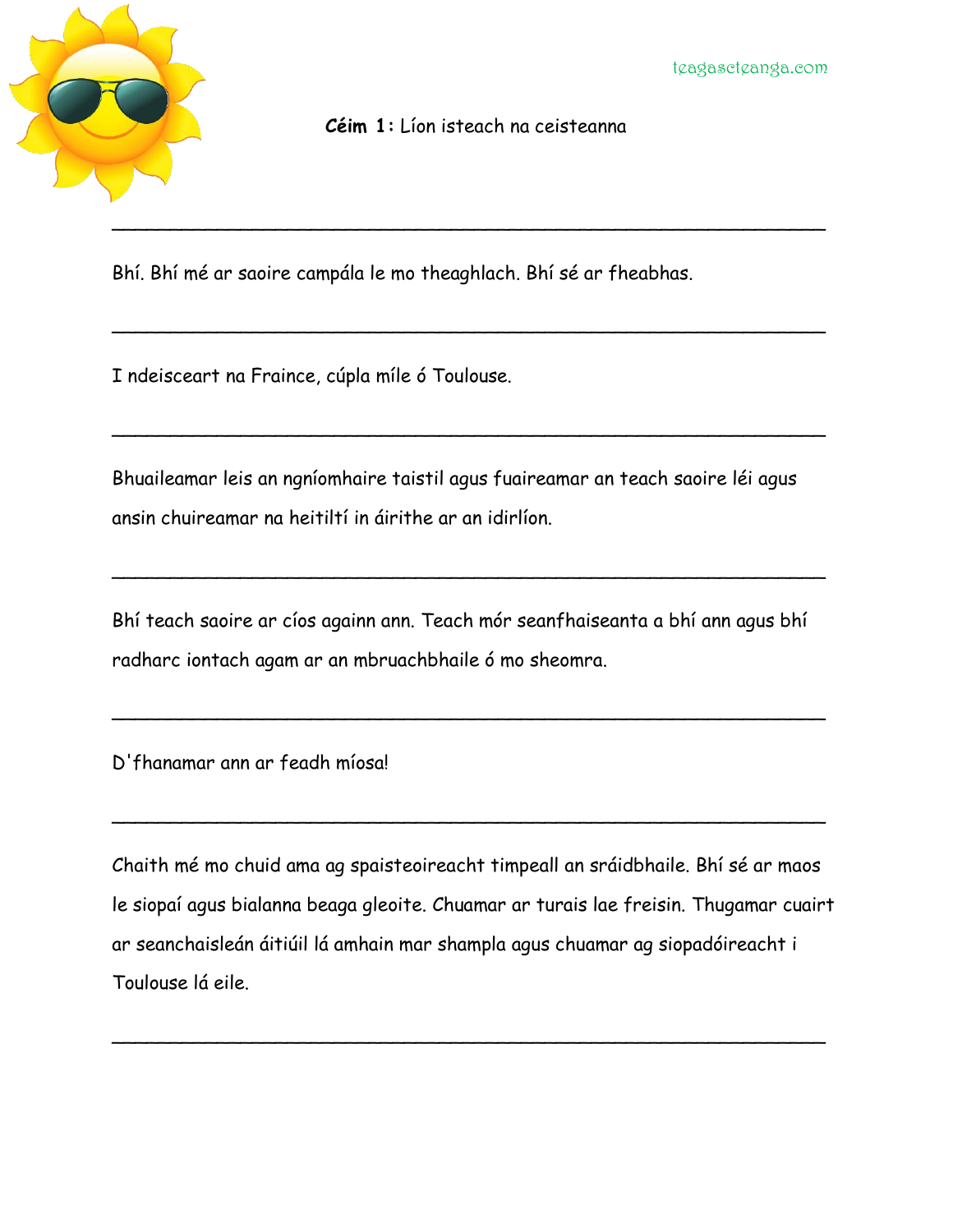**Céim 1:** Líon isteach na ceisteanna

_______________________________________________

Bhí. Bhí mé ar saoire campála le mo theaghlach. Bhí sé ar fheabhas.

_______________________________________________

I ndeisceart na Fraince, cúpla míle ó Toulouse.

_______________________________________________

Bhuaileamar leis an ngníomhaire taistil agus fuaireamar an teach saoire léi agus ansin chuireamar na heitiltí in áirithe ar an idirlíon.

_______________________________________________

Bhí teach saoire ar cíos againn ann. Teach mór seanfhaiseanta a bhí ann agus bhí radharc iontach agam ar an mbruachbhaile ó mo sheomra.

_______________________________________________

D'fhanamar ann ar feadh míosa!

_______________________________________________

Chaith mé mo chuid ama ag spaisteoireacht timpeall an sráidbhaile. Bhí sé ar maos le siopaí agus bialanna beaga gleoite. Chuamar ar turais lae freisin. Thugamar cuairt ar seanchaisleán áitiúil lá amhain mar shampla agus chuamar ag siopadóireacht i Toulouse lá eile.

_______________________________________________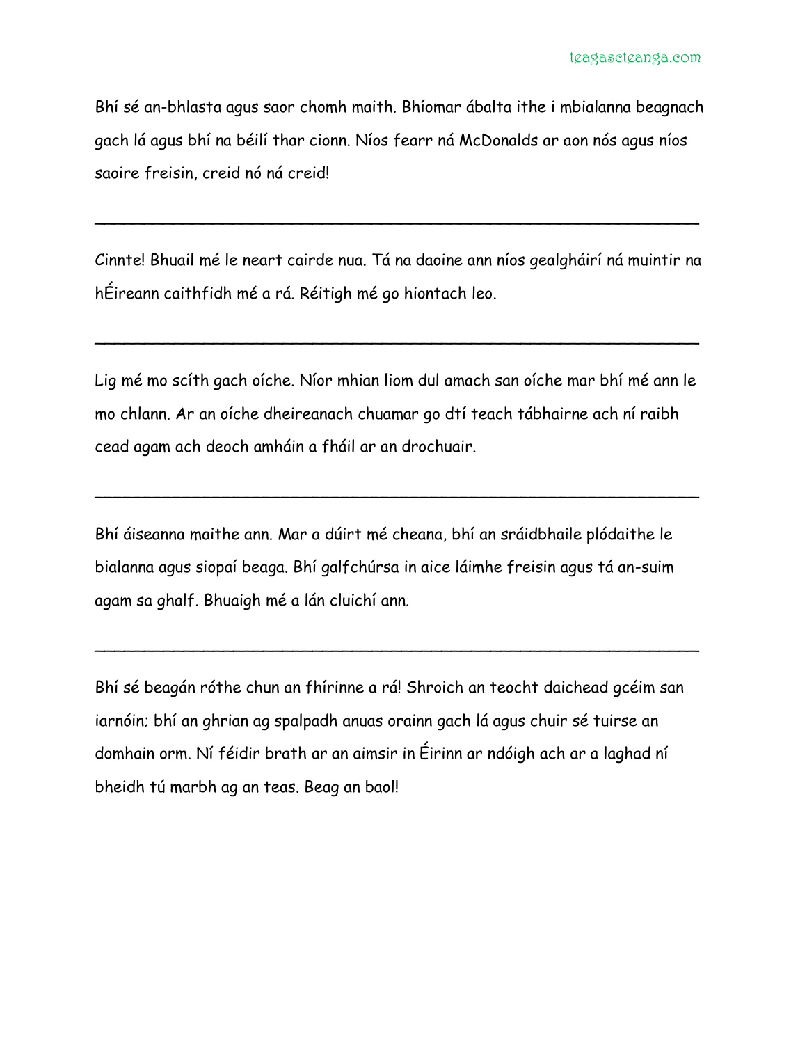Bhí sé an-bhlasta agus saor chomh maith. Bhíomar ábalta ithe i mbialanna beagnach gach lá agus bhí na béilí thar cionn. Níos fearr ná McDonalds ar aon nós agus níos saoire freisin, creid nó ná creid!

___________________________________________________________________

Cinnte! Bhuail mé le neart cairde nua. Tá na daoine ann níos gealgháirí ná muintir na hÉireann caithfidh mé a rá. Réitigh mé go hiontach leo.

___________________________________________________________________

Lig mé mo scíth gach oíche. Níor mhian liom dul amach san oíche mar bhí mé ann le mo chlann. Ar an oíche dheireanach chuamar go dtí teach tábhairne ach ní raibh cead agam ach deoch amháin a fháil ar an drochuair.

___________________________________________________________________

Bhí áiseanna maithe ann. Mar a dúirt mé cheana, bhí an sráidbhaile plódaithe le bialanna agus siopaí beaga. Bhí galfchúrsa in aice láimhe freisin agus tá an-suim agam sa ghalf. Bhuaigh mé a lán cluichí ann.

___________________________________________________________________

Bhí sé beagán róthe chun an fhírinne a rá! Shroich an teocht daichead gcéim san iarnóin; bhí an ghrian ag spalpadh anuas orainn gach lá agus chuir sé tuirse an domhain orm. Ní féidir brath ar an aimsir in Éirinn ar ndóigh ach ar a laghad ní bheidh tú marbh ag an teas. Beag an baol!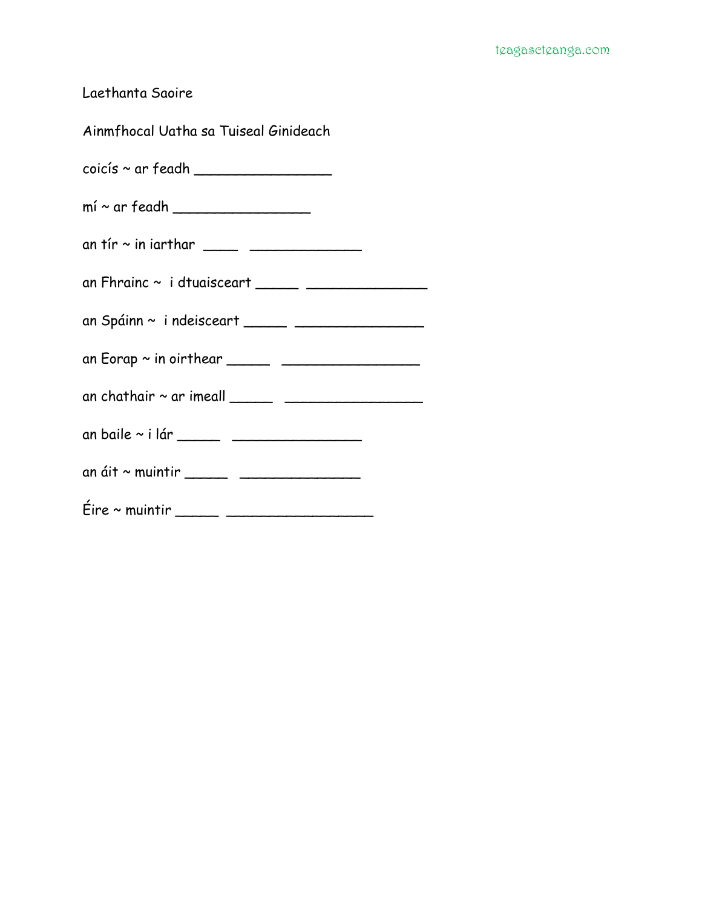Laethanta Saoire

Ainmfhocal Uatha sa Tuiseal Ginideach

coicís ~ ar feadh ________________

mí ~ ar feadh ________________

an tír ~ in iarthar ____ _____________

an Fhrainc ~ i dtuaisceart _____ ______________

an Spáinn ~ i ndeisceart _____ _______________

an Eorap ~ in oirthear _____ ________________

an chathair ~ ar imeall _____ ________________

an baile ~ i lár _____ _______________

an áit ~ muintir _____ ______________

Éire ~ muintir _____ _________________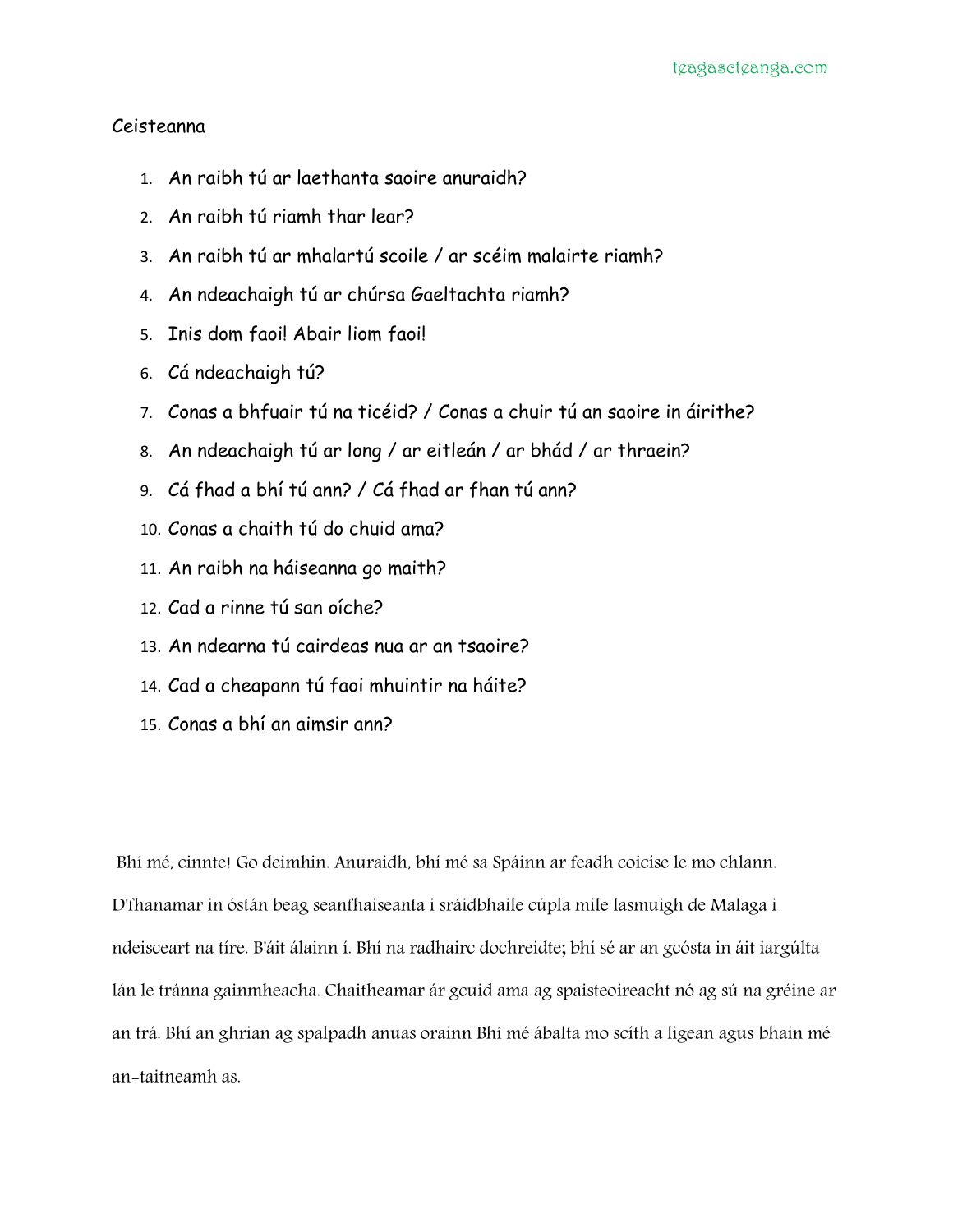Ceisteanna

1. An raibh tú ar laethanta saoire anuraidh?
2. An raibh tú riamh thar lear?
3. An raibh tú ar mhalartú scoile / ar scéim malairte riamh?
4. An ndeachaigh tú ar chúrsa Gaeltachta riamh?
5. Inis dom faoi! Abair liom faoi!
6. Cá ndeachaigh tú?
7. Conas a bhfuair tú na ticéid? / Conas a chuir tú an saoire in áirithe?
8. An ndeachaigh tú ar long / ar eitleán / ar bhád / ar thraein?
9. Cá fhad a bhí tú ann? / Cá fhad ar fhan tú ann?
10. Conas a chaith tú do chuid ama?
11. An raibh na háiseanna go maith?
12. Cad a rinne tú san oíche?
13. An ndearna tú cairdeas nua ar an tsaoire?
14. Cad a cheapann tú faoi mhuintir na háite?
15. Conas a bhí an aimsir ann?

Bhí mé, cinnte! Go deimhin. Anuraidh, bhí mé sa Spáinn ar feadh coicíse le mo chlann. D'fhanamar in óstán beag seanfhaiseanta i sráidbhaile cúpla míle lasmuigh de Malaga i ndeisceart na tíre. B'áit álainn í. Bhí na radhairc dochreidte; bhí sé ar an gcósta in áit iargúlta lán le tránna gainmheacha. Chaitheamar ár gcuid ama ag spaisteoireacht nó ag sú na gréine ar an trá. Bhí an ghrian ag spalpadh anuas orainn Bhí mé ábalta mo scíth a ligean agus bhain mé an-taitneamh as.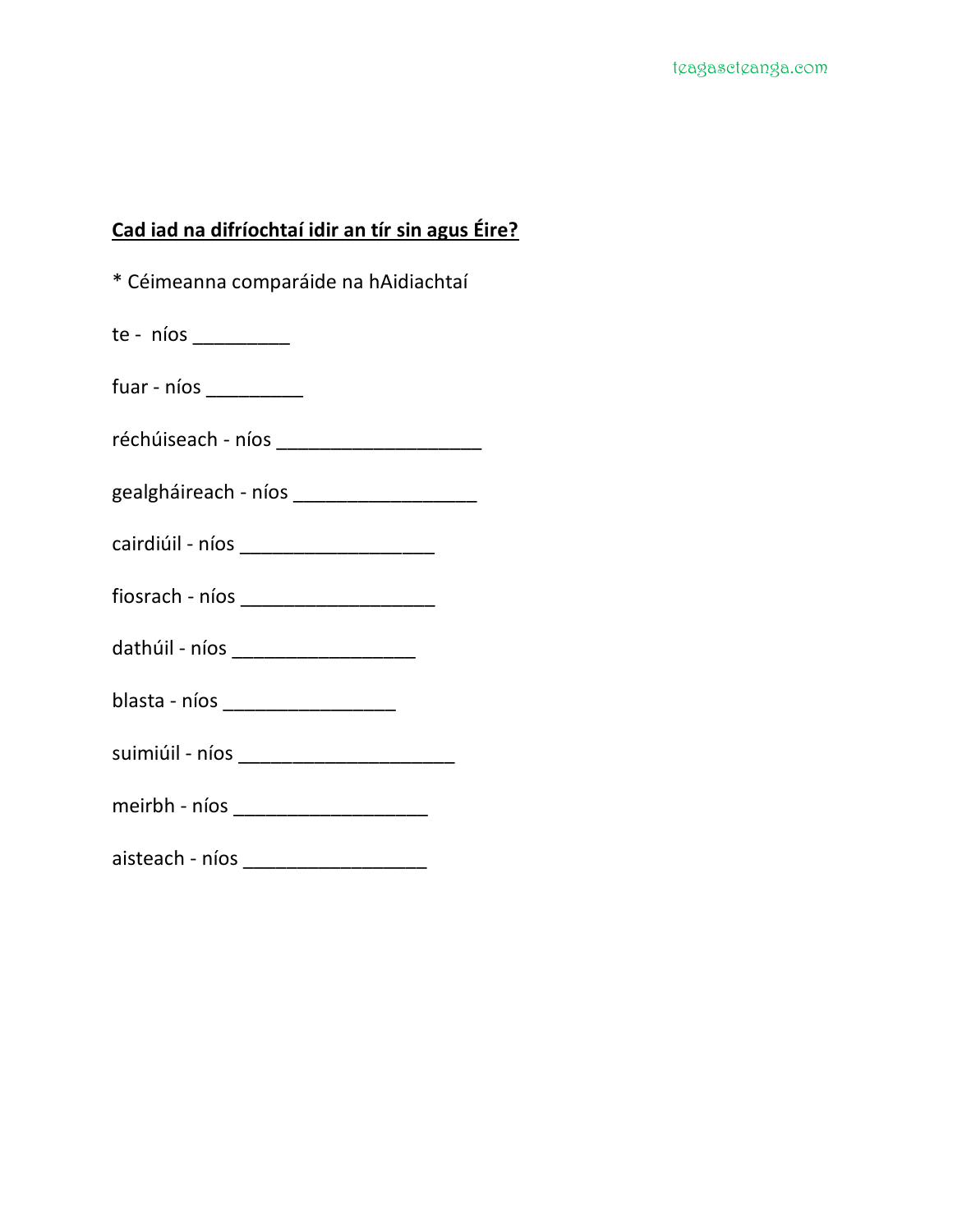**<u>Cad iad na difríochtaí idir an tír sin agus Éire?</u>**

* Céimeanna comparáide na hAidiachtaí

te - níos _________

fuar - níos _________

réchúiseach - níos ___________________

gealgháireach - níos _________________

cairdiúil - níos __________________

fiosrach - níos __________________

dathúil - níos _________________

blasta - níos ________________

suimiúil - níos ____________________

meirbh - níos __________________

aisteach - níos _________________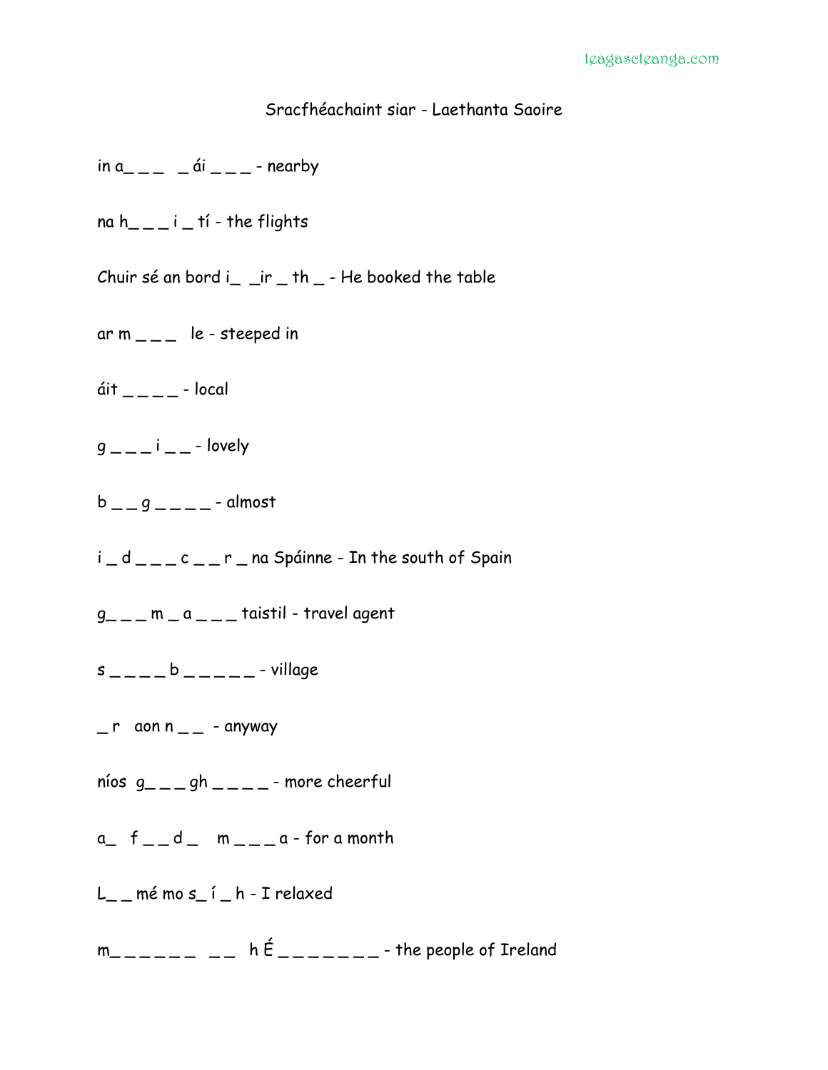teagascteanga.com

# Sracfhéachaint siar - Laethanta Saoire

in a_ _ _  _ ái _ _ _ - nearby

na h_ _ _ i _ tí - the flights

Chuir sé an bord i_ _ir _ th _ - He booked the table

ar m _ _ _  le - steeped in

áit _ _ _ _ - local

g _ _ _ i _ _ - lovely

b _ _ g _ _ _ _ - almost

i _ d _ _ _ c _ _ r _ na Spáinne - In the south of Spain

g_ _ _ m _ a _ _ _ taistil - travel agent

s _ _ _ _ b _ _ _ _ _ - village

_ r  aon n _ _  - anyway

níos  g_ _ _ gh _ _ _ _ - more cheerful

a_  f _ _ d _   m _ _ _ a - for a month

L_ _ mé mo s_ í _ h - I relaxed

m_ _ _ _ _ _  _ _   h É _ _ _ _ _ _ _ - the people of Ireland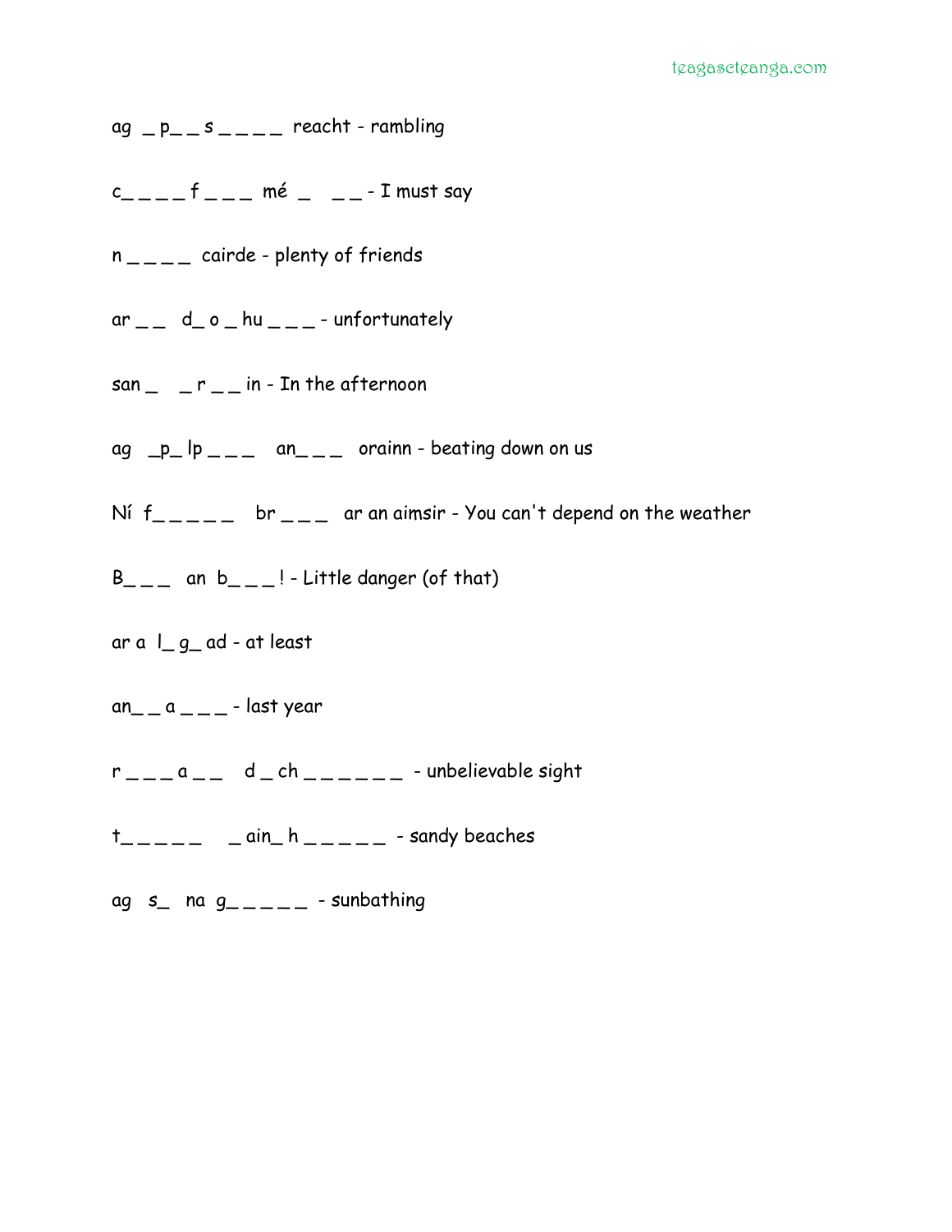ag _ p_ _ s _ _ _ _ reacht - rambling

c_ _ _ _ f _ _ _ mé _ _ _ - I must say

n _ _ _ _ cairde - plenty of friends

ar _ _ d_ o _ hu _ _ _ - unfortunately

san _ _ r _ _ in - In the afternoon

ag _p_ lp _ _ _ an_ _ _ orainn - beating down on us

Ní f_ _ _ _ _ br _ _ _ ar an aimsir - You can't depend on the weather

B_ _ _ an b_ _ _ ! - Little danger (of that)

ar a l_ g_ ad - at least

an_ _ a _ _ _ - last year

r _ _ _ a _ _ d _ ch _ _ _ _ _ _ - unbelievable sight

t_ _ _ _ _ _ ain_ h _ _ _ _ _ - sandy beaches

ag s_ na g_ _ _ _ _ - sunbathing